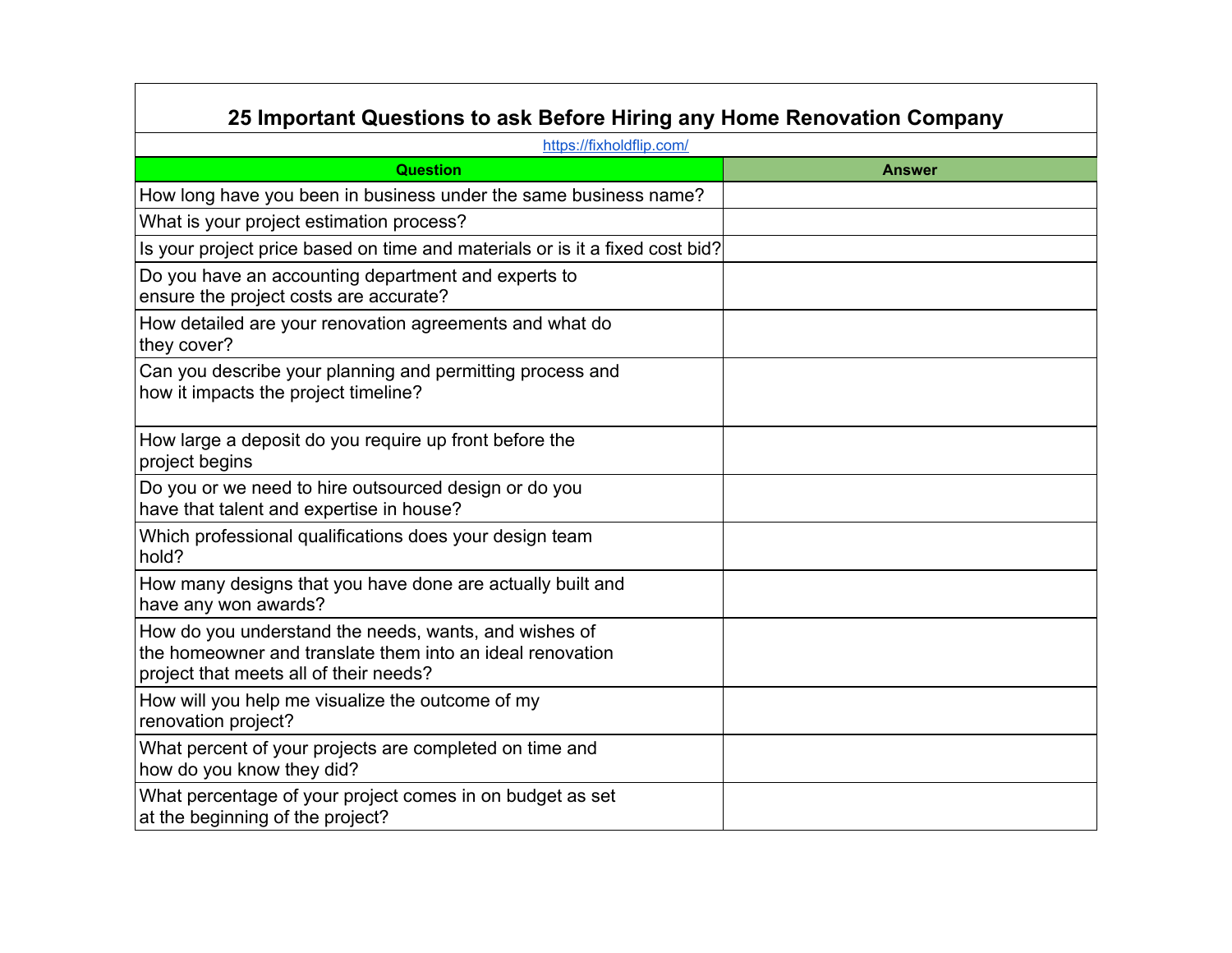# 25 Important Questions to ask Before Hiring any Home Renovation Company

https://fixholdflip.com/

| Question | Answer |
|---|---|
| How long have you been in business under the same business name? | |
| What is your project estimation process? | |
| Is your project price based on time and materials or is it a fixed cost bid? | |
| Do you have an accounting department and experts to ensure the project costs are accurate? | |
| How detailed are your renovation agreements and what do they cover? | |
| Can you describe your planning and permitting process and how it impacts the project timeline? | |
| How large a deposit do you require up front before the project begins | |
| Do you or we need to hire outsourced design or do you have that talent and expertise in house? | |
| Which professional qualifications does your design team hold? | |
| How many designs that you have done are actually built and have any won awards? | |
| How do you understand the needs, wants, and wishes of the homeowner and translate them into an ideal renovation project that meets all of their needs? | |
| How will you help me visualize the outcome of my renovation project? | |
| What percent of your projects are completed on time and how do you know they did? | |
| What percentage of your project comes in on budget as set at the beginning of the project? | |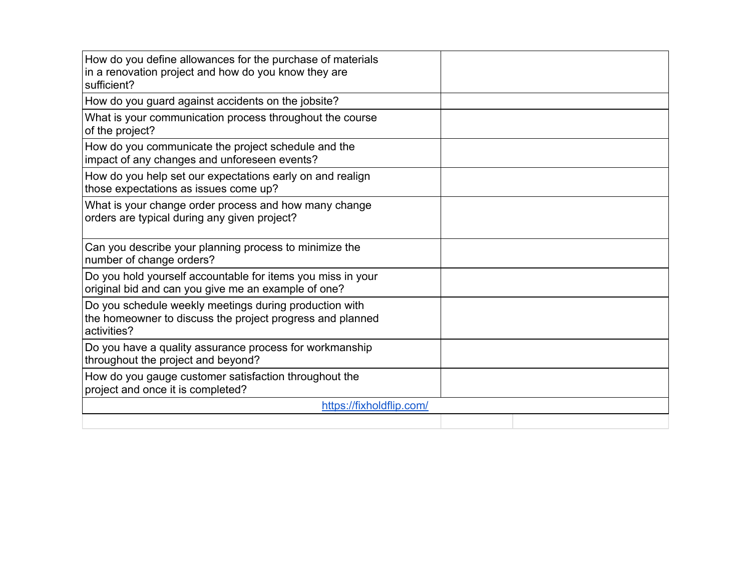| | |
|---|---|
| How do you define allowances for the purchase of materials in a renovation project and how do you know they are sufficient? | |
| How do you guard against accidents on the jobsite? | |
| What is your communication process throughout the course of the project? | |
| How do you communicate the project schedule and the impact of any changes and unforeseen events? | |
| How do you help set our expectations early on and realign those expectations as issues come up? | |
| What is your change order process and how many change orders are typical during any given project? | |
| Can you describe your planning process to minimize the number of change orders? | |
| Do you hold yourself accountable for items you miss in your original bid and can you give me an example of one? | |
| Do you schedule weekly meetings during production with the homeowner to discuss the project progress and planned activities? | |
| Do you have a quality assurance process for workmanship throughout the project and beyond? | |
| How do you gauge customer satisfaction throughout the project and once it is completed? | |
| https://fixholdflip.com/ | |